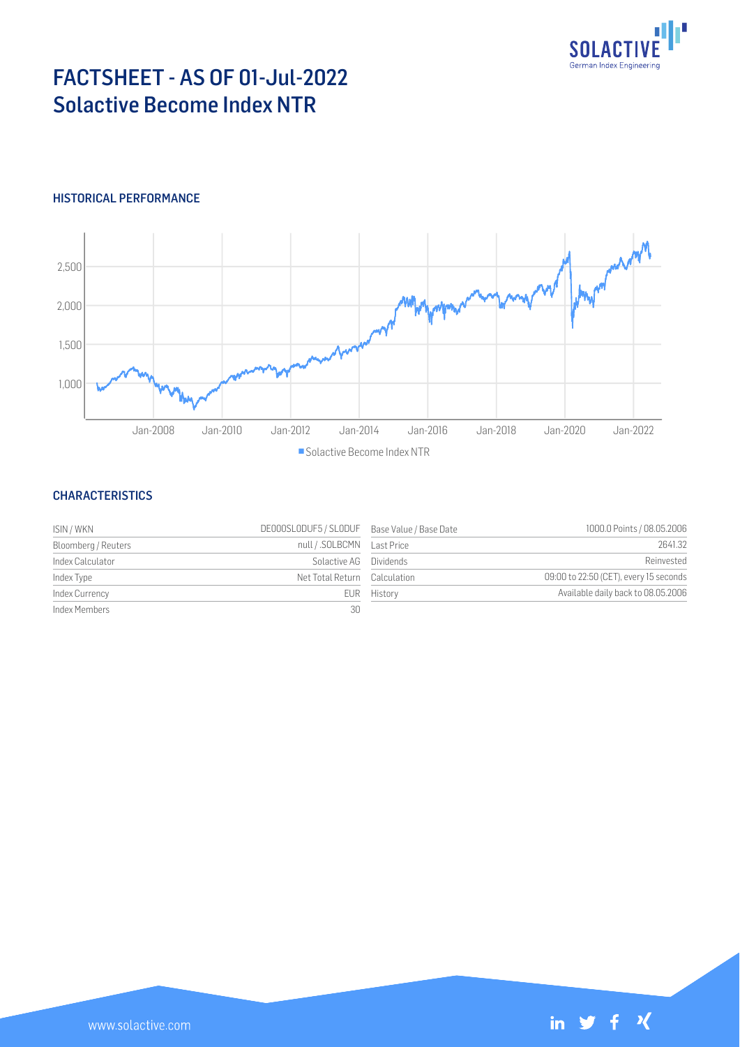# FACTSHEET - AS OF 01-Jul-2022
## Solactive Become Index NTR

### HISTORICAL PERFORMANCE

### CHARACTERISTICS

| | | | |
|---|---|---|---|
| ISIN / WKN | DE000SL0DUF5 / SL0DUF | Base Value / Base Date | 1000.0 Points / 08.05.2006 |
| Bloomberg / Reuters | null / .SOLBCMN | Last Price | 2641.32 |
| Index Calculator | Solactive AG | Dividends | Reinvested |
| Index Type | Net Total Return | Calculation | 09:00 to 22:50 (CET), every 15 seconds |
| Index Currency | EUR | History | Available daily back to 08.05.2006 |
| Index Members | 30 | | |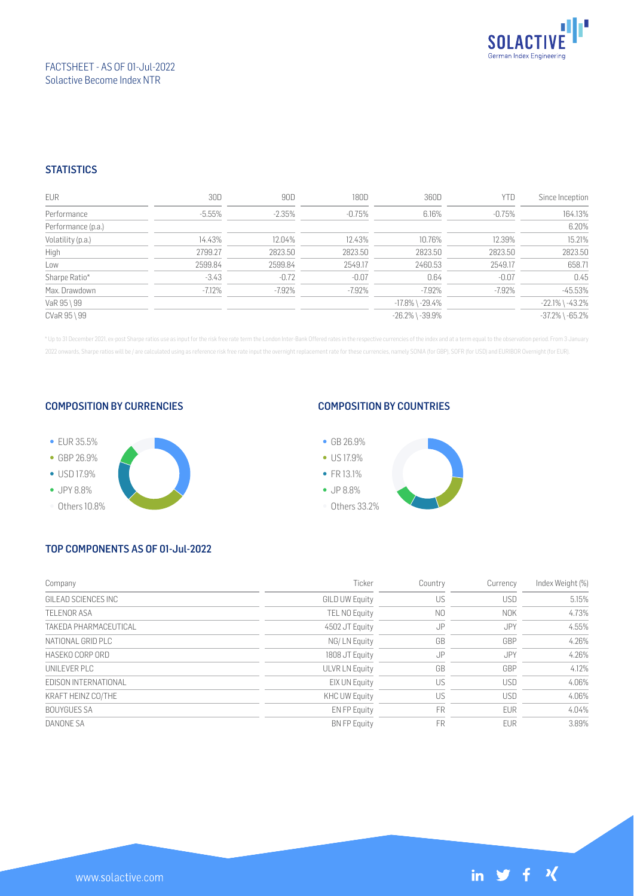FACTSHEET - AS OF 01-Jul-2022
Solactive Become Index NTR

## STATISTICS

| EUR | 30D | 90D | 180D | 360D | YTD | Since Inception |
|---|---|---|---|---|---|---|
| Performance | -5.55% | -2.35% | -0.75% | 6.16% | -0.75% | 164.13% |
| Performance (p.a.) | | | | | | 6.20% |
| Volatility (p.a.) | 14.43% | 12.04% | 12.43% | 10.76% | 12.39% | 15.21% |
| High | 2799.27 | 2823.50 | 2823.50 | 2823.50 | 2823.50 | 2823.50 |
| Low | 2599.84 | 2599.84 | 2549.17 | 2460.53 | 2549.17 | 658.71 |
| Sharpe Ratio* | -3.43 | -0.72 | -0.07 | 0.64 | -0.07 | 0.45 |
| Max. Drawdown | -7.12% | -7.92% | -7.92% | -7.92% | -7.92% | -45.53% |
| VaR 95 \ 99 | | | | -17.8% \ -29.4% | | -22.1% \ -43.2% |
| CVaR 95 \ 99 | | | | -26.2% \ -39.9% | | -37.2% \ -65.2% |

* Up to 31 December 2021, ex-post Sharpe ratios use as input for the risk free rate term the London Inter-Bank Offered rates in the respective currencies of the index and at a term equal to the observation period. From 3 January 2022 onwards, Sharpe ratios will be / are calculated using as reference risk free rate input the overnight replacement rate for these currencies, namely SONIA (for GBP), SOFR (for USD) and EURIBOR Overnight (for EUR).

## COMPOSITION BY CURRENCIES

- EUR 35.5%
- GBP 26.9%
- USD 17.9%
- JPY 8.8%
- Others 10.8%

## COMPOSITION BY COUNTRIES

- GB 26.9%
- US 17.9%
- FR 13.1%
- JP 8.8%
- Others 33.2%

## TOP COMPONENTS AS OF 01-Jul-2022

| Company | Ticker | Country | Currency | Index Weight (%) |
|---|---|---|---|---|
| GILEAD SCIENCES INC | GILD UW Equity | US | USD | 5.15% |
| TELENOR ASA | TEL NO Equity | NO | NOK | 4.73% |
| TAKEDA PHARMACEUTICAL | 4502 JT Equity | JP | JPY | 4.55% |
| NATIONAL GRID PLC | NG/ LN Equity | GB | GBP | 4.26% |
| HASEKO CORP ORD | 1808 JT Equity | JP | JPY | 4.26% |
| UNILEVER PLC | ULVR LN Equity | GB | GBP | 4.12% |
| EDISON INTERNATIONAL | EIX UN Equity | US | USD | 4.06% |
| KRAFT HEINZ CO/THE | KHC UW Equity | US | USD | 4.06% |
| BOUYGUES SA | EN FP Equity | FR | EUR | 4.04% |
| DANONE SA | BN FP Equity | FR | EUR | 3.89% |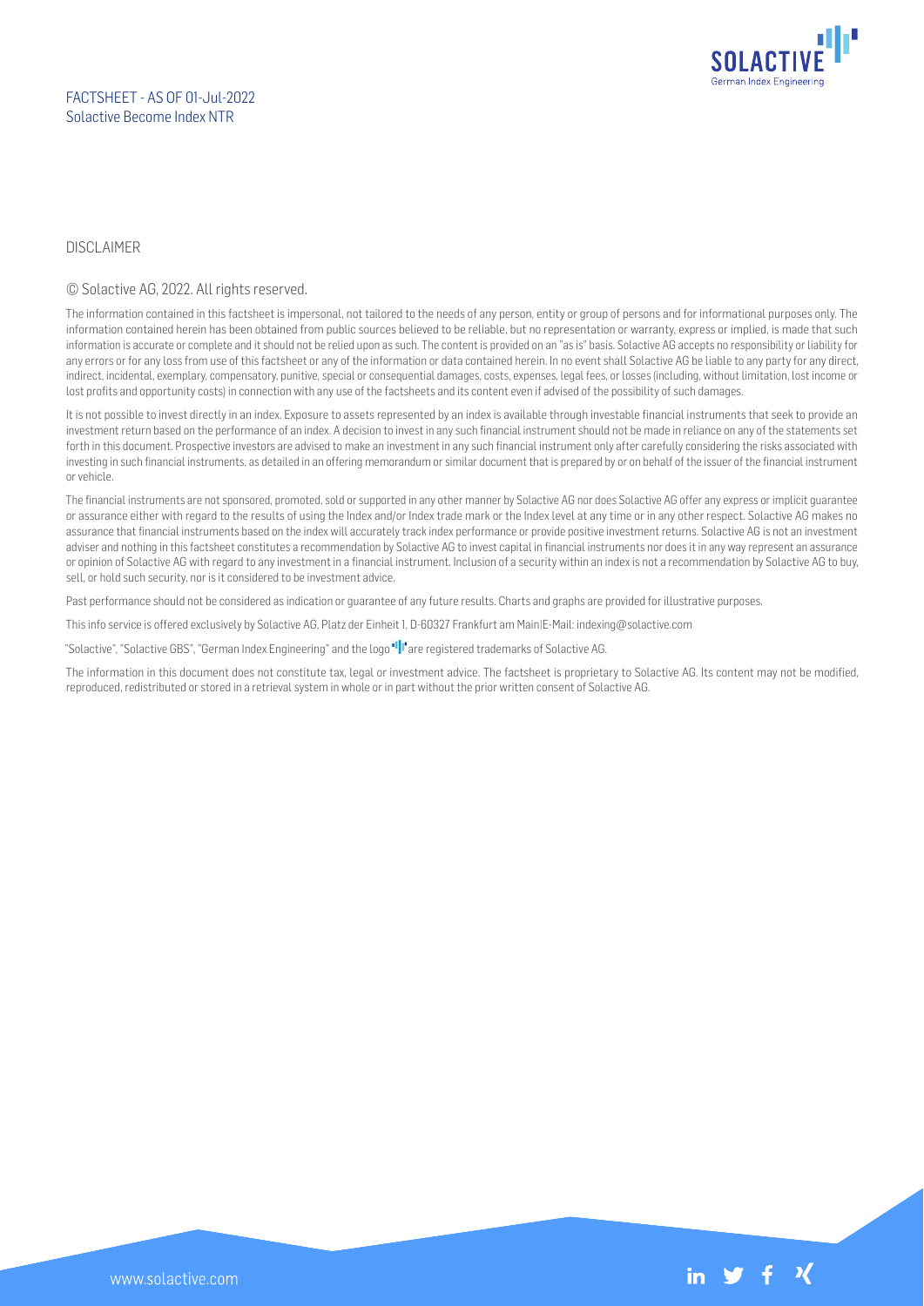FACTSHEET - AS OF 01-Jul-2022
Solactive Become Index NTR

## DISCLAIMER

© Solactive AG, 2022. All rights reserved.

The information contained in this factsheet is impersonal, not tailored to the needs of any person, entity or group of persons and for informational purposes only. The information contained herein has been obtained from public sources believed to be reliable, but no representation or warranty, express or implied, is made that such information is accurate or complete and it should not be relied upon as such. The content is provided on an "as is" basis. Solactive AG accepts no responsibility or liability for any errors or for any loss from use of this factsheet or any of the information or data contained herein. In no event shall Solactive AG be liable to any party for any direct, indirect, incidental, exemplary, compensatory, punitive, special or consequential damages, costs, expenses, legal fees, or losses (including, without limitation, lost income or lost profits and opportunity costs) in connection with any use of the factsheets and its content even if advised of the possibility of such damages.

It is not possible to invest directly in an index. Exposure to assets represented by an index is available through investable financial instruments that seek to provide an investment return based on the performance of an index. A decision to invest in any such financial instrument should not be made in reliance on any of the statements set forth in this document. Prospective investors are advised to make an investment in any such financial instrument only after carefully considering the risks associated with investing in such financial instruments, as detailed in an offering memorandum or similar document that is prepared by or on behalf of the issuer of the financial instrument or vehicle.

The financial instruments are not sponsored, promoted, sold or supported in any other manner by Solactive AG nor does Solactive AG offer any express or implicit guarantee or assurance either with regard to the results of using the Index and/or Index trade mark or the Index level at any time or in any other respect. Solactive AG makes no assurance that financial instruments based on the index will accurately track index performance or provide positive investment returns. Solactive AG is not an investment adviser and nothing in this factsheet constitutes a recommendation by Solactive AG to invest capital in financial instruments nor does it in any way represent an assurance or opinion of Solactive AG with regard to any investment in a financial instrument. Inclusion of a security within an index is not a recommendation by Solactive AG to buy, sell, or hold such security, nor is it considered to be investment advice.

Past performance should not be considered as indication or guarantee of any future results. Charts and graphs are provided for illustrative purposes.

This info service is offered exclusively by Solactive AG, Platz der Einheit 1, D-60327 Frankfurt am Main|E-Mail: indexing@solactive.com

"Solactive", "Solactive GBS", "German Index Engineering" and the logo are registered trademarks of Solactive AG.

The information in this document does not constitute tax, legal or investment advice. The factsheet is proprietary to Solactive AG. Its content may not be modified, reproduced, redistributed or stored in a retrieval system in whole or in part without the prior written consent of Solactive AG.

www.solactive.com